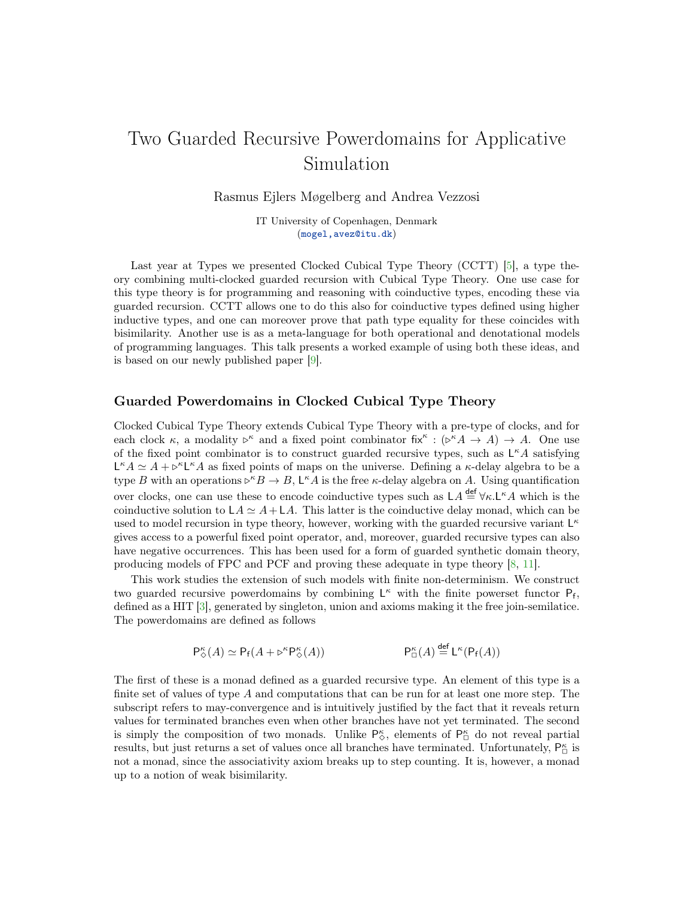# Two Guarded Recursive Powerdomains for Applicative Simulation

Rasmus Ejlers Møgelberg and Andrea Vezzosi

IT University of Copenhagen, Denmark
(mogel,avez@itu.dk)

Last year at Types we presented Clocked Cubical Type Theory (CCTT) [5], a type theory combining multi-clocked guarded recursion with Cubical Type Theory. One use case for this type theory is for programming and reasoning with coinductive types, encoding these via guarded recursion. CCTT allows one to do this also for coinductive types defined using higher inductive types, and one can moreover prove that path type equality for these coincides with bisimilarity. Another use is as a meta-language for both operational and denotational models of programming languages. This talk presents a worked example of using both these ideas, and is based on our newly published paper [9].

## Guarded Powerdomains in Clocked Cubical Type Theory

Clocked Cubical Type Theory extends Cubical Type Theory with a pre-type of clocks, and for each clock $\kappa$, a modality $\triangleright^\kappa$ and a fixed point combinator $\mathsf{fix}^\kappa : (\triangleright^\kappa A \to A) \to A$. One use of the fixed point combinator is to construct guarded recursive types, such as $\mathsf{L}^\kappa A$ satisfying $\mathsf{L}^\kappa A \simeq A + \triangleright^\kappa \mathsf{L}^\kappa A$ as fixed points of maps on the universe. Defining a $\kappa$-delay algebra to be a type $B$ with an operations $\triangleright^\kappa B \to B$, $\mathsf{L}^\kappa A$ is the free $\kappa$-delay algebra on $A$. Using quantification over clocks, one can use these to encode coinductive types such as $\mathsf{L}A \overset{\mathsf{def}}{=} \forall\kappa.\mathsf{L}^\kappa A$ which is the coinductive solution to $\mathsf{L}A \simeq A + \mathsf{L}A$. This latter is the coinductive delay monad, which can be used to model recursion in type theory, however, working with the guarded recursive variant $\mathsf{L}^\kappa$ gives access to a powerful fixed point operator, and, moreover, guarded recursive types can also have negative occurrences. This has been used for a form of guarded synthetic domain theory, producing models of FPC and PCF and proving these adequate in type theory [8, 11].

This work studies the extension of such models with finite non-determinism. We construct two guarded recursive powerdomains by combining $\mathsf{L}^\kappa$ with the finite powerset functor $\mathsf{P_f}$, defined as a HIT [3], generated by singleton, union and axioms making it the free join-semilatice. The powerdomains are defined as follows

$$\mathsf{P}^\kappa_\diamond(A) \simeq \mathsf{P_f}(A + \triangleright^\kappa \mathsf{P}^\kappa_\diamond(A)) \qquad\qquad \mathsf{P}^\kappa_\square(A) \overset{\mathsf{def}}{=} \mathsf{L}^\kappa(\mathsf{P_f}(A))$$

The first of these is a monad defined as a guarded recursive type. An element of this type is a finite set of values of type $A$ and computations that can be run for at least one more step. The subscript refers to may-convergence and is intuitively justified by the fact that it reveals return values for terminated branches even when other branches have not yet terminated. The second is simply the composition of two monads. Unlike $\mathsf{P}^\kappa_\diamond$, elements of $\mathsf{P}^\kappa_\square$ do not reveal partial results, but just returns a set of values once all branches have terminated. Unfortunately, $\mathsf{P}^\kappa_\square$ is not a monad, since the associativity axiom breaks up to step counting. It is, however, a monad up to a notion of weak bisimilarity.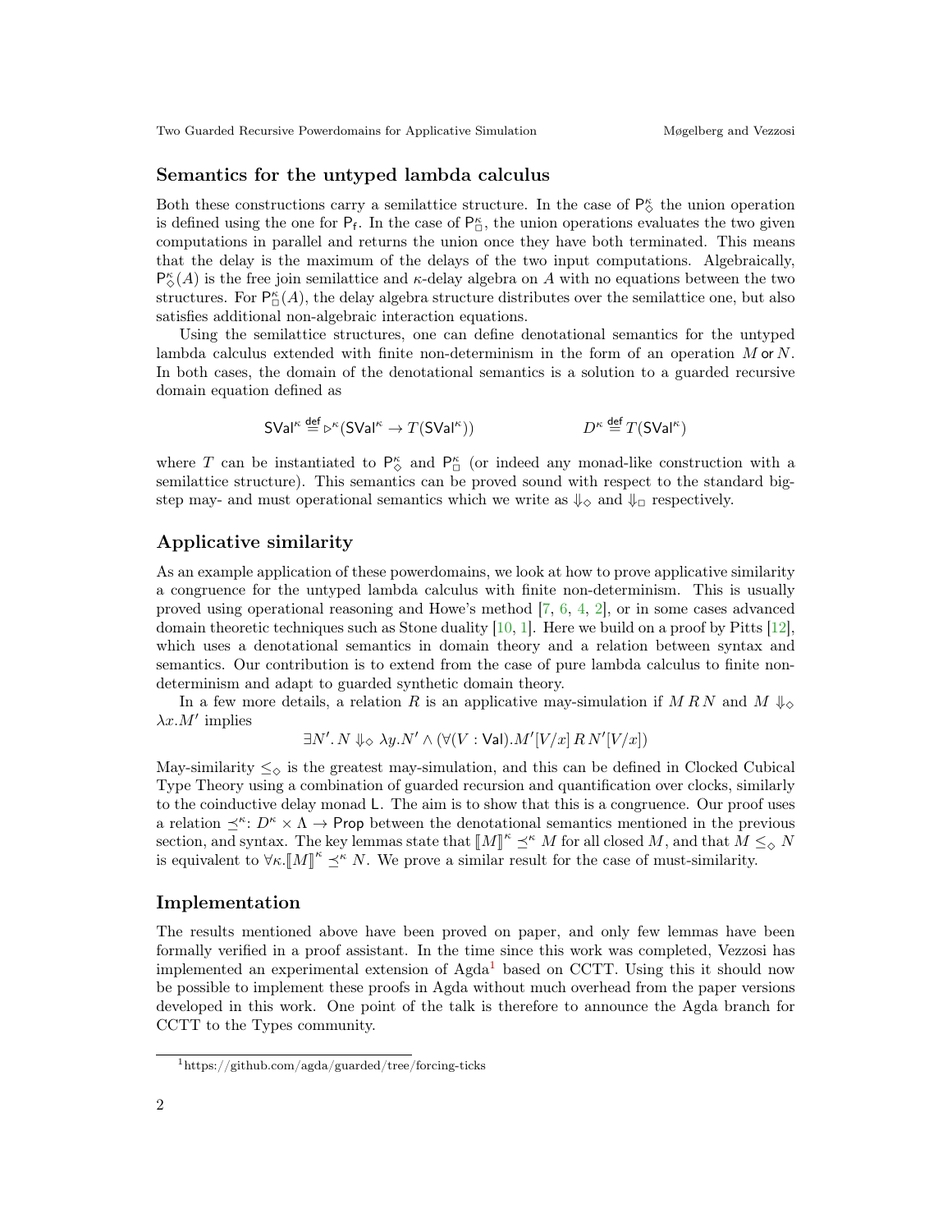## Semantics for the untyped lambda calculus

Both these constructions carry a semilattice structure. In the case of $\mathsf{P}^{\kappa}_{\diamond}$ the union operation is defined using the one for $\mathsf{P}_{\mathsf{f}}$. In the case of $\mathsf{P}^{\kappa}_{\square}$, the union operations evaluates the two given computations in parallel and returns the union once they have both terminated. This means that the delay is the maximum of the delays of the two input computations. Algebraically, $\mathsf{P}^{\kappa}_{\diamond}(A)$ is the free join semilattice and $\kappa$-delay algebra on $A$ with no equations between the two structures. For $\mathsf{P}^{\kappa}_{\square}(A)$, the delay algebra structure distributes over the semilattice one, but also satisfies additional non-algebraic interaction equations.

Using the semilattice structures, one can define denotational semantics for the untyped lambda calculus extended with finite non-determinism in the form of an operation $M \mathsf{~or~} N$. In both cases, the domain of the denotational semantics is a solution to a guarded recursive domain equation defined as

$$\mathsf{SVal}^{\kappa} \stackrel{\mathsf{def}}{=} \triangleright^{\kappa}(\mathsf{SVal}^{\kappa} \to T(\mathsf{SVal}^{\kappa})) \qquad\qquad D^{\kappa} \stackrel{\mathsf{def}}{=} T(\mathsf{SVal}^{\kappa})$$

where $T$ can be instantiated to $\mathsf{P}^{\kappa}_{\diamond}$ and $\mathsf{P}^{\kappa}_{\square}$ (or indeed any monad-like construction with a semilattice structure). This semantics can be proved sound with respect to the standard big-step may- and must operational semantics which we write as $\Downarrow_{\diamond}$ and $\Downarrow_{\square}$ respectively.

## Applicative similarity

As an example application of these powerdomains, we look at how to prove applicative similarity a congruence for the untyped lambda calculus with finite non-determinism. This is usually proved using operational reasoning and Howe's method [7, 6, 4, 2], or in some cases advanced domain theoretic techniques such as Stone duality [10, 1]. Here we build on a proof by Pitts [12], which uses a denotational semantics in domain theory and a relation between syntax and semantics. Our contribution is to extend from the case of pure lambda calculus to finite non-determinism and adapt to guarded synthetic domain theory.

In a few more details, a relation $R$ is an applicative may-simulation if $M \, R \, N$ and $M \Downarrow_{\diamond} \lambda x.M'$ implies

$$\exists N'.\, N \Downarrow_{\diamond} \lambda y.N' \wedge (\forall (V : \mathsf{Val}).M'[V/x] \, R \, N'[V/x])$$

May-similarity $\leq_{\diamond}$ is the greatest may-simulation, and this can be defined in Clocked Cubical Type Theory using a combination of guarded recursion and quantification over clocks, similarly to the coinductive delay monad $\mathsf{L}$. The aim is to show that this is a congruence. Our proof uses a relation $\preceq^{\kappa} \colon D^{\kappa} \times \Lambda \to \mathsf{Prop}$ between the denotational semantics mentioned in the previous section, and syntax. The key lemmas state that $[\![M]\!]^{\kappa} \preceq^{\kappa} M$ for all closed $M$, and that $M \leq_{\diamond} N$ is equivalent to $\forall \kappa. [\![M]\!]^{\kappa} \preceq^{\kappa} N$. We prove a similar result for the case of must-similarity.

## Implementation

The results mentioned above have been proved on paper, and only few lemmas have been formally verified in a proof assistant. In the time since this work was completed, Vezzosi has implemented an experimental extension of Agda[1] based on CCTT. Using this it should now be possible to implement these proofs in Agda without much overhead from the paper versions developed in this work. One point of the talk is therefore to announce the Agda branch for CCTT to the Types community.

[1] https://github.com/agda/guarded/tree/forcing-ticks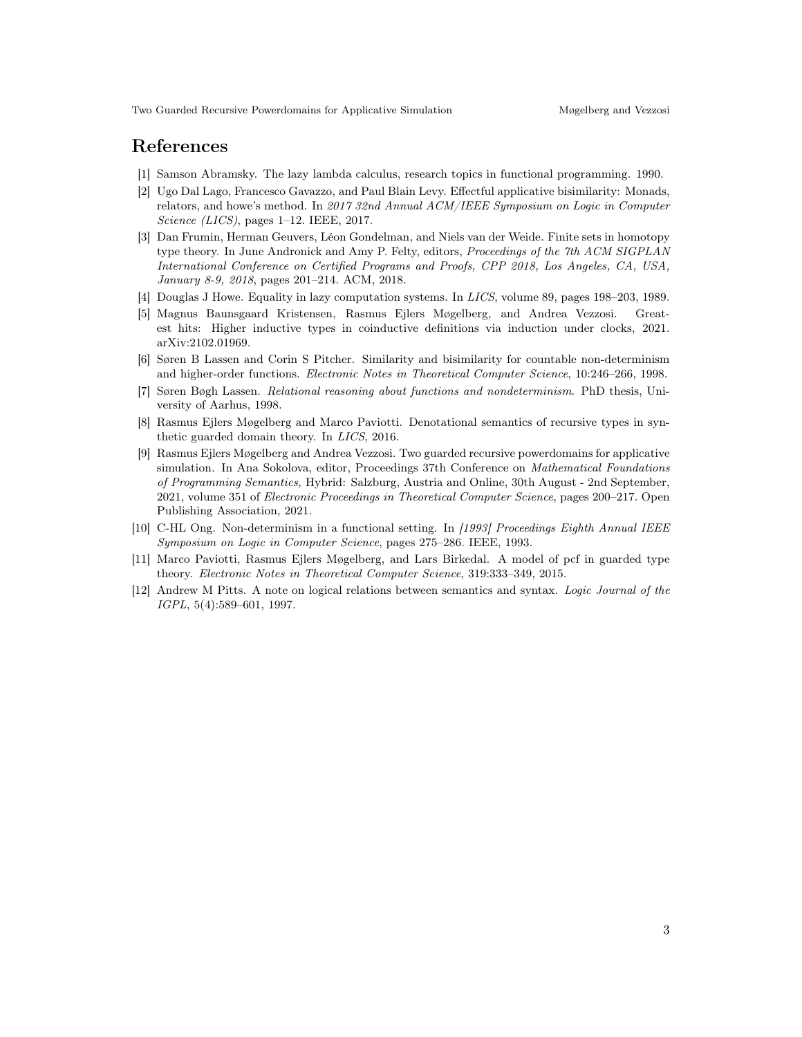# References

[1] Samson Abramsky. The lazy lambda calculus, research topics in functional programming. 1990.

[2] Ugo Dal Lago, Francesco Gavazzo, and Paul Blain Levy. Effectful applicative bisimilarity: Monads, relators, and howe's method. In *2017 32nd Annual ACM/IEEE Symposium on Logic in Computer Science (LICS)*, pages 1–12. IEEE, 2017.

[3] Dan Frumin, Herman Geuvers, Léon Gondelman, and Niels van der Weide. Finite sets in homotopy type theory. In June Andronick and Amy P. Felty, editors, *Proceedings of the 7th ACM SIGPLAN International Conference on Certified Programs and Proofs, CPP 2018, Los Angeles, CA, USA, January 8-9, 2018*, pages 201–214. ACM, 2018.

[4] Douglas J Howe. Equality in lazy computation systems. In *LICS*, volume 89, pages 198–203, 1989.

[5] Magnus Baunsgaard Kristensen, Rasmus Ejlers Møgelberg, and Andrea Vezzosi. Greatest hits: Higher inductive types in coinductive definitions via induction under clocks, 2021. arXiv:2102.01969.

[6] Søren B Lassen and Corin S Pitcher. Similarity and bisimilarity for countable non-determinism and higher-order functions. *Electronic Notes in Theoretical Computer Science*, 10:246–266, 1998.

[7] Søren Bøgh Lassen. *Relational reasoning about functions and nondeterminism*. PhD thesis, University of Aarhus, 1998.

[8] Rasmus Ejlers Møgelberg and Marco Paviotti. Denotational semantics of recursive types in synthetic guarded domain theory. In *LICS*, 2016.

[9] Rasmus Ejlers Møgelberg and Andrea Vezzosi. Two guarded recursive powerdomains for applicative simulation. In Ana Sokolova, editor, Proceedings 37th Conference on *Mathematical Foundations of Programming Semantics,* Hybrid: Salzburg, Austria and Online, 30th August - 2nd September, 2021, volume 351 of *Electronic Proceedings in Theoretical Computer Science*, pages 200–217. Open Publishing Association, 2021.

[10] C-HL Ong. Non-determinism in a functional setting. In *[1993] Proceedings Eighth Annual IEEE Symposium on Logic in Computer Science*, pages 275–286. IEEE, 1993.

[11] Marco Paviotti, Rasmus Ejlers Møgelberg, and Lars Birkedal. A model of pcf in guarded type theory. *Electronic Notes in Theoretical Computer Science*, 319:333–349, 2015.

[12] Andrew M Pitts. A note on logical relations between semantics and syntax. *Logic Journal of the IGPL*, 5(4):589–601, 1997.